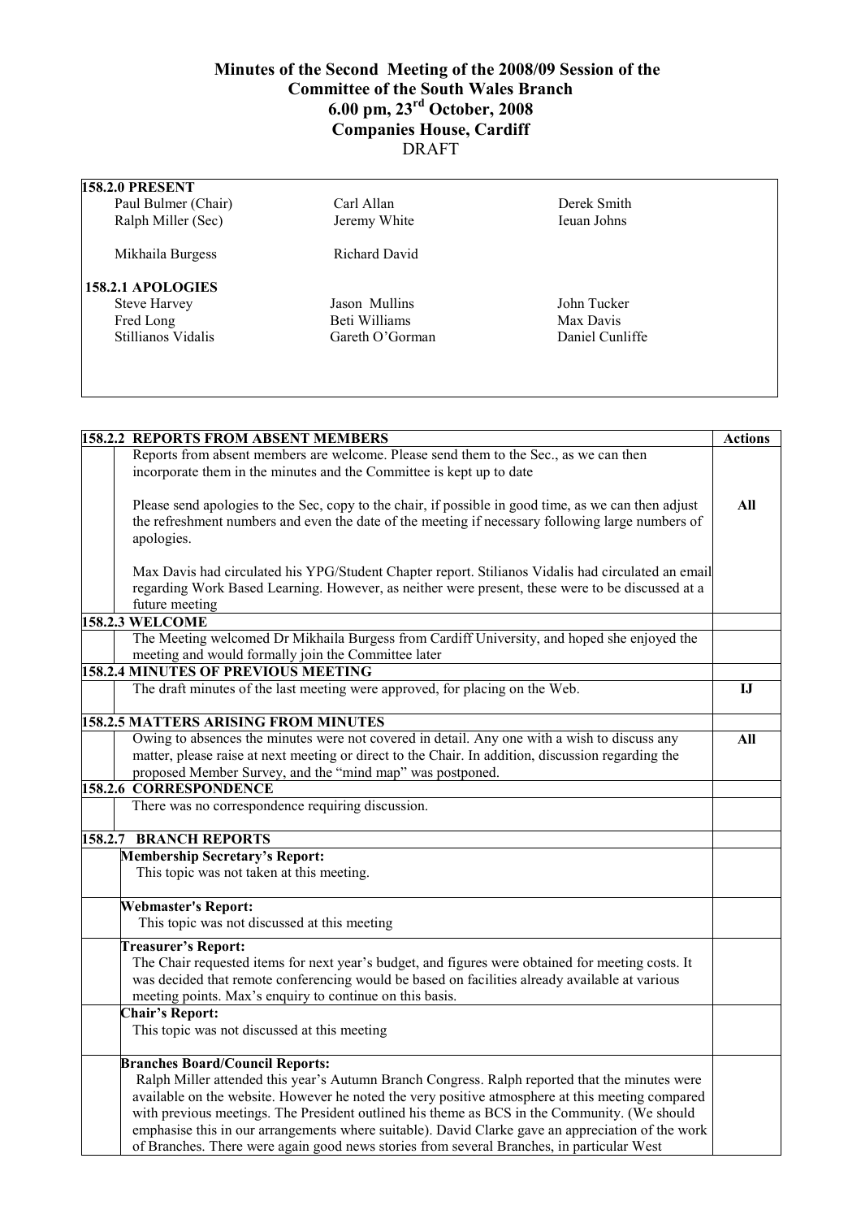# Minutes of the Second Meeting of the 2008/09 Session of the Committee of the South Wales Branch
## 6.00 pm, 23rd October, 2008
## Companies House, Cardiff
DRAFT

**158.2.0 PRESENT**

| | | |
|---|---|---|
| Paul Bulmer (Chair) | Carl Allan | Derek Smith |
| Ralph Miller (Sec) | Jeremy White | Ieuan Johns |
| Mikhaila Burgess | Richard David | |

**158.2.1 APOLOGIES**

| | | |
|---|---|---|
| Steve Harvey | Jason Mullins | John Tucker |
| Fred Long | Beti Williams | Max Davis |
| Stillianos Vidalis | Gareth O'Gorman | Daniel Cunliffe |

| **158.2.2 REPORTS FROM ABSENT MEMBERS** | **Actions** |
|---|---|
| Reports from absent members are welcome. Please send them to the Sec., as we can then incorporate them in the minutes and the Committee is kept up to date | |
| Please send apologies to the Sec, copy to the chair, if possible in good time, as we can then adjust the refreshment numbers and even the date of the meeting if necessary following large numbers of apologies. | **All** |
| Max Davis had circulated his YPG/Student Chapter report. Stilianos Vidalis had circulated an email regarding Work Based Learning. However, as neither were present, these were to be discussed at a future meeting | |
| **158.2.3 WELCOME** | |
| The Meeting welcomed Dr Mikhaila Burgess from Cardiff University, and hoped she enjoyed the meeting and would formally join the Committee later | |
| **158.2.4 MINUTES OF PREVIOUS MEETING** | |
| The draft minutes of the last meeting were approved, for placing on the Web. | **IJ** |
| **158.2.5 MATTERS ARISING FROM MINUTES** | |
| Owing to absences the minutes were not covered in detail. Any one with a wish to discuss any matter, please raise at next meeting or direct to the Chair. In addition, discussion regarding the proposed Member Survey, and the "mind map" was postponed. | **All** |
| **158.2.6 CORRESPONDENCE** | |
| There was no correspondence requiring discussion. | |
| **158.2.7 BRANCH REPORTS** | |
| **Membership Secretary's Report:** This topic was not taken at this meeting. | |
| **Webmaster's Report:** This topic was not discussed at this meeting | |
| **Treasurer's Report:** The Chair requested items for next year's budget, and figures were obtained for meeting costs. It was decided that remote conferencing would be based on facilities already available at various meeting points. Max's enquiry to continue on this basis. | |
| **Chair's Report:** This topic was not discussed at this meeting | |
| **Branches Board/Council Reports:** Ralph Miller attended this year's Autumn Branch Congress. Ralph reported that the minutes were available on the website. However he noted the very positive atmosphere at this meeting compared with previous meetings. The President outlined his theme as BCS in the Community. (We should emphasise this in our arrangements where suitable). David Clarke gave an appreciation of the work of Branches. There were again good news stories from several Branches, in particular West | |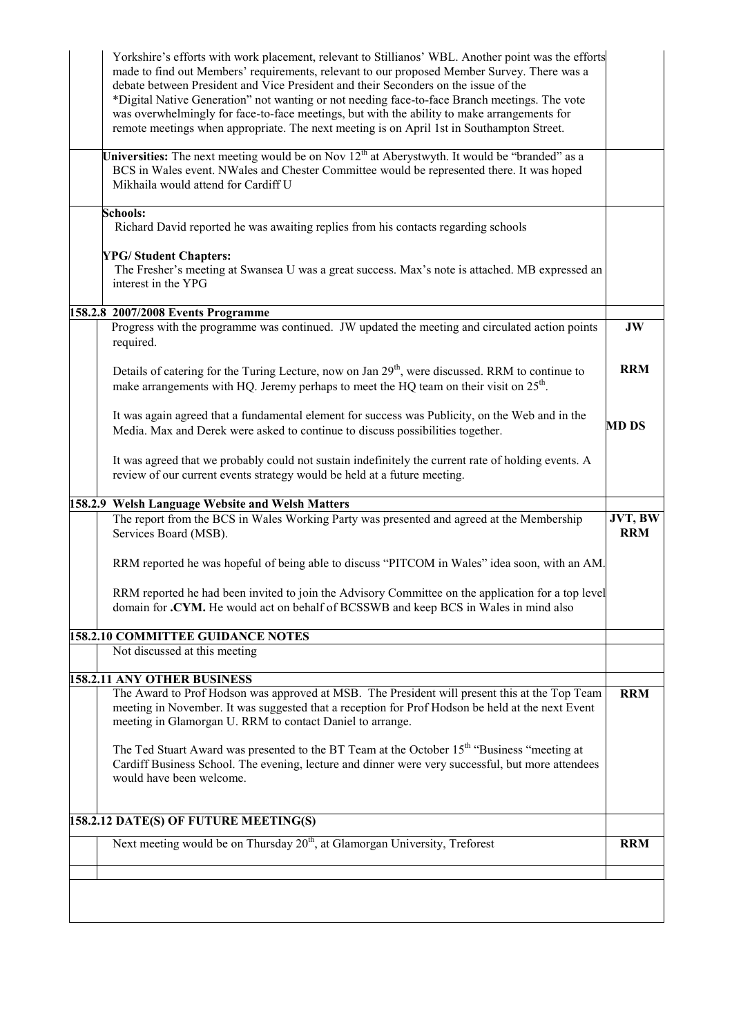| | | |
|---|---|---|
| | Yorkshire's efforts with work placement, relevant to Stillianos' WBL. Another point was the efforts made to find out Members' requirements, relevant to our proposed Member Survey. There was a debate between President and Vice President and their Seconders on the issue of the *Digital Native Generation" not wanting or not needing face-to-face Branch meetings. The vote was overwhelmingly for face-to-face meetings, but with the ability to make arrangements for remote meetings when appropriate. The next meeting is on April 1st in Southampton Street. | |
| | **Universities:** The next meeting would be on Nov 12th at Aberystwyth. It would be "branded" as a BCS in Wales event. NWales and Chester Committee would be represented there. It was hoped Mikhaila would attend for Cardiff U | |
| | **Schools:** Richard David reported he was awaiting replies from his contacts regarding schools<br><br>**YPG/ Student Chapters:** The Fresher's meeting at Swansea U was a great success. Max's note is attached. MB expressed an interest in the YPG | |
| **158.2.8** | **2007/2008 Events Programme** | |
| | Progress with the programme was continued. JW updated the meeting and circulated action points required. | **JW** |
| | Details of catering for the Turing Lecture, now on Jan 29th, were discussed. RRM to continue to make arrangements with HQ. Jeremy perhaps to meet the HQ team on their visit on 25th. | **RRM** |
| | It was again agreed that a fundamental element for success was Publicity, on the Web and in the Media. Max and Derek were asked to continue to discuss possibilities together. | **MD DS** |
| | It was agreed that we probably could not sustain indefinitely the current rate of holding events. A review of our current events strategy would be held at a future meeting. | |
| **158.2.9** | **Welsh Language Website and Welsh Matters** | |
| | The report from the BCS in Wales Working Party was presented and agreed at the Membership Services Board (MSB). | **JVT, BW RRM** |
| | RRM reported he was hopeful of being able to discuss "PITCOM in Wales" idea soon, with an AM. | |
| | RRM reported he had been invited to join the Advisory Committee on the application for a top level domain for **.CYM.** He would act on behalf of BCSSWB and keep BCS in Wales in mind also | |
| **158.2.10** | **COMMITTEE GUIDANCE NOTES** | |
| | Not discussed at this meeting | |
| **158.2.11** | **ANY OTHER BUSINESS** | |
| | The Award to Prof Hodson was approved at MSB. The President will present this at the Top Team meeting in November. It was suggested that a reception for Prof Hodson be held at the next Event meeting in Glamorgan U. RRM to contact Daniel to arrange. | **RRM** |
| | The Ted Stuart Award was presented to the BT Team at the October 15th "Business "meeting at Cardiff Business School. The evening, lecture and dinner were very successful, but more attendees would have been welcome. | |
| **158.2.12** | **DATE(S) OF FUTURE MEETING(S)** | |
| | Next meeting would be on Thursday 20th, at Glamorgan University, Treforest | **RRM** |